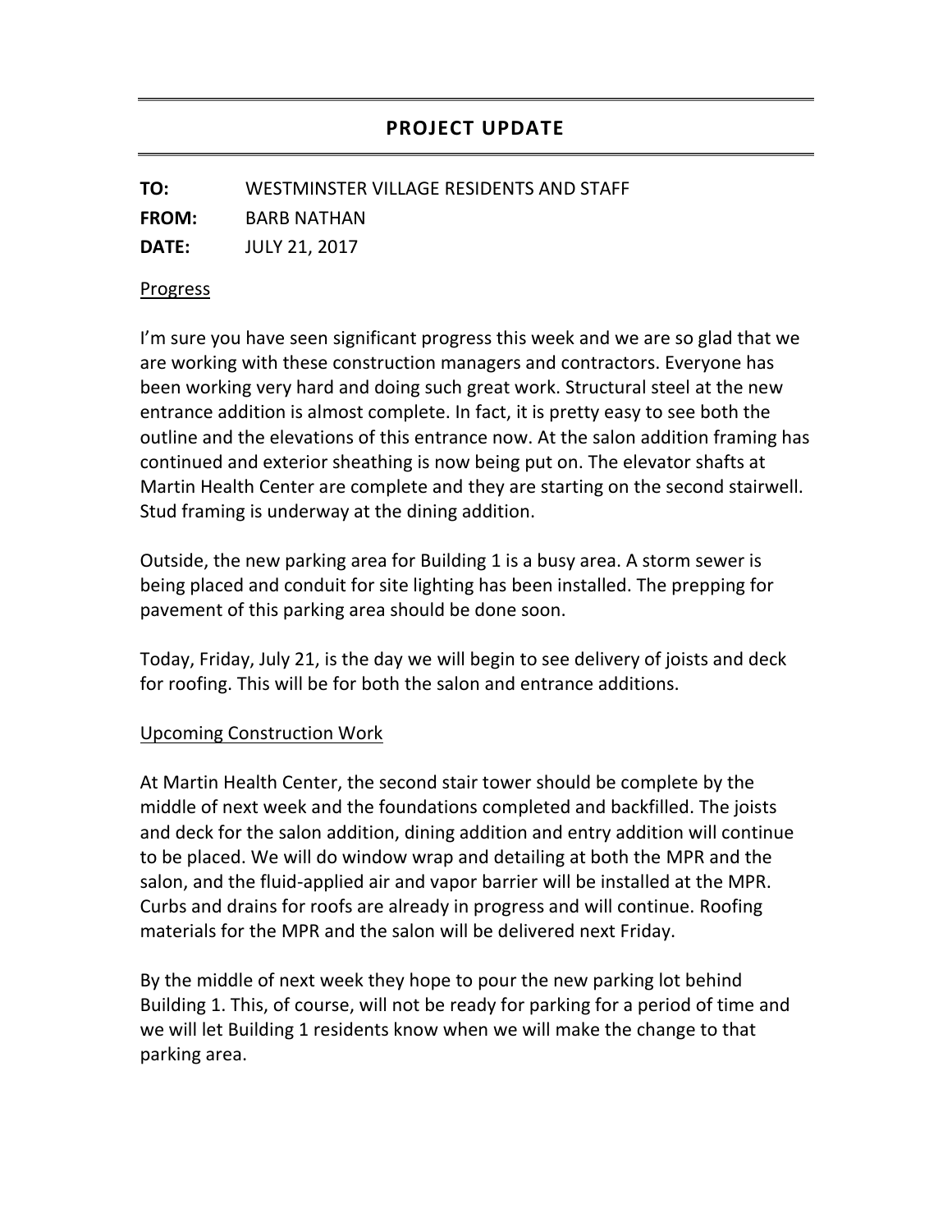# PROJECT UPDATE

**TO:** WESTMINSTER VILLAGE RESIDENTS AND STAFF

**FROM:** BARB NATHAN

**DATE:** JULY 21, 2017

<u>Progress</u>

I'm sure you have seen significant progress this week and we are so glad that we are working with these construction managers and contractors. Everyone has been working very hard and doing such great work. Structural steel at the new entrance addition is almost complete. In fact, it is pretty easy to see both the outline and the elevations of this entrance now. At the salon addition framing has continued and exterior sheathing is now being put on. The elevator shafts at Martin Health Center are complete and they are starting on the second stairwell. Stud framing is underway at the dining addition.

Outside, the new parking area for Building 1 is a busy area. A storm sewer is being placed and conduit for site lighting has been installed. The prepping for pavement of this parking area should be done soon.

Today, Friday, July 21, is the day we will begin to see delivery of joists and deck for roofing. This will be for both the salon and entrance additions.

<u>Upcoming Construction Work</u>

At Martin Health Center, the second stair tower should be complete by the middle of next week and the foundations completed and backfilled. The joists and deck for the salon addition, dining addition and entry addition will continue to be placed. We will do window wrap and detailing at both the MPR and the salon, and the fluid-applied air and vapor barrier will be installed at the MPR. Curbs and drains for roofs are already in progress and will continue. Roofing materials for the MPR and the salon will be delivered next Friday.

By the middle of next week they hope to pour the new parking lot behind Building 1. This, of course, will not be ready for parking for a period of time and we will let Building 1 residents know when we will make the change to that parking area.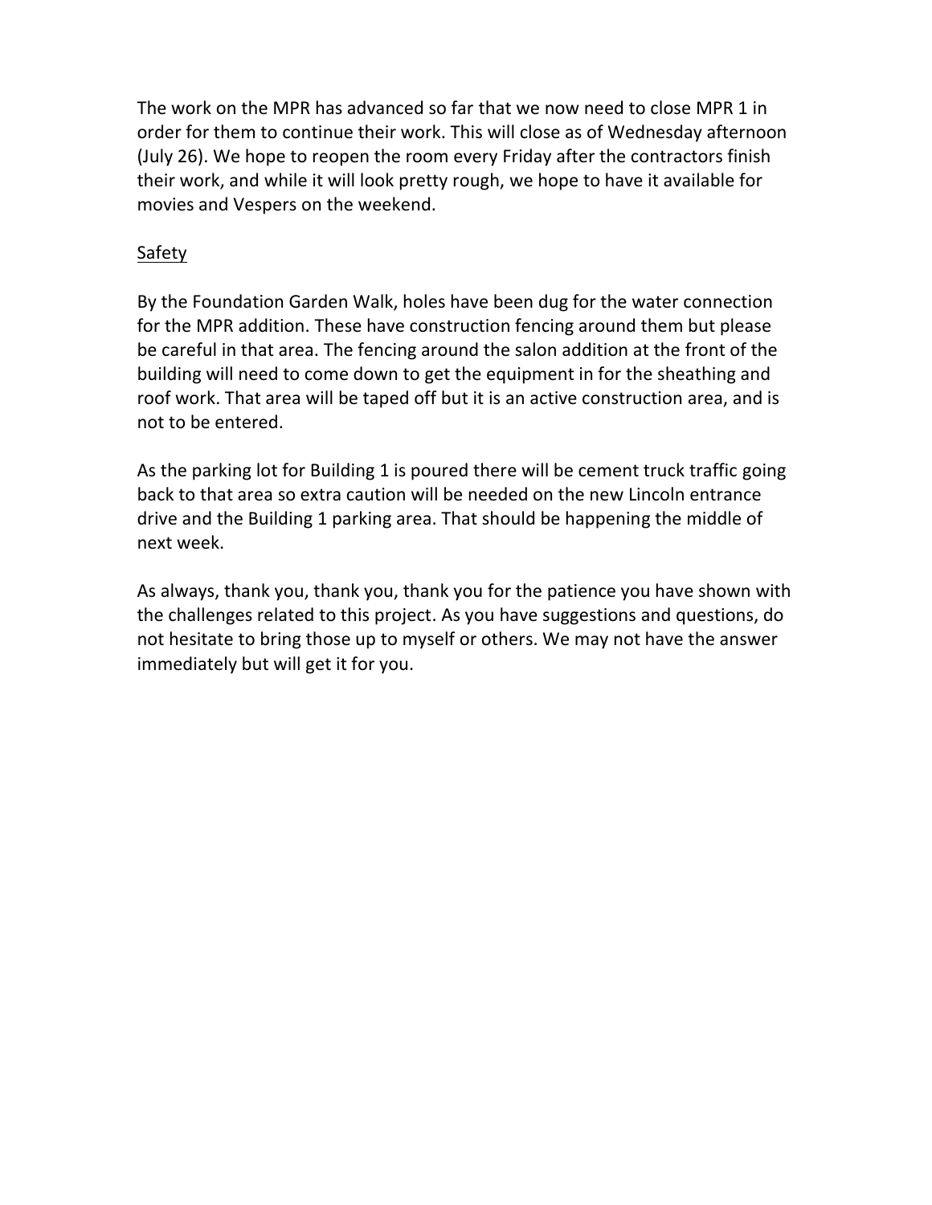The work on the MPR has advanced so far that we now need to close MPR 1 in order for them to continue their work. This will close as of Wednesday afternoon (July 26). We hope to reopen the room every Friday after the contractors finish their work, and while it will look pretty rough, we hope to have it available for movies and Vespers on the weekend.

<u>Safety</u>

By the Foundation Garden Walk, holes have been dug for the water connection for the MPR addition. These have construction fencing around them but please be careful in that area. The fencing around the salon addition at the front of the building will need to come down to get the equipment in for the sheathing and roof work. That area will be taped off but it is an active construction area, and is not to be entered.

As the parking lot for Building 1 is poured there will be cement truck traffic going back to that area so extra caution will be needed on the new Lincoln entrance drive and the Building 1 parking area. That should be happening the middle of next week.

As always, thank you, thank you, thank you for the patience you have shown with the challenges related to this project. As you have suggestions and questions, do not hesitate to bring those up to myself or others. We may not have the answer immediately but will get it for you.